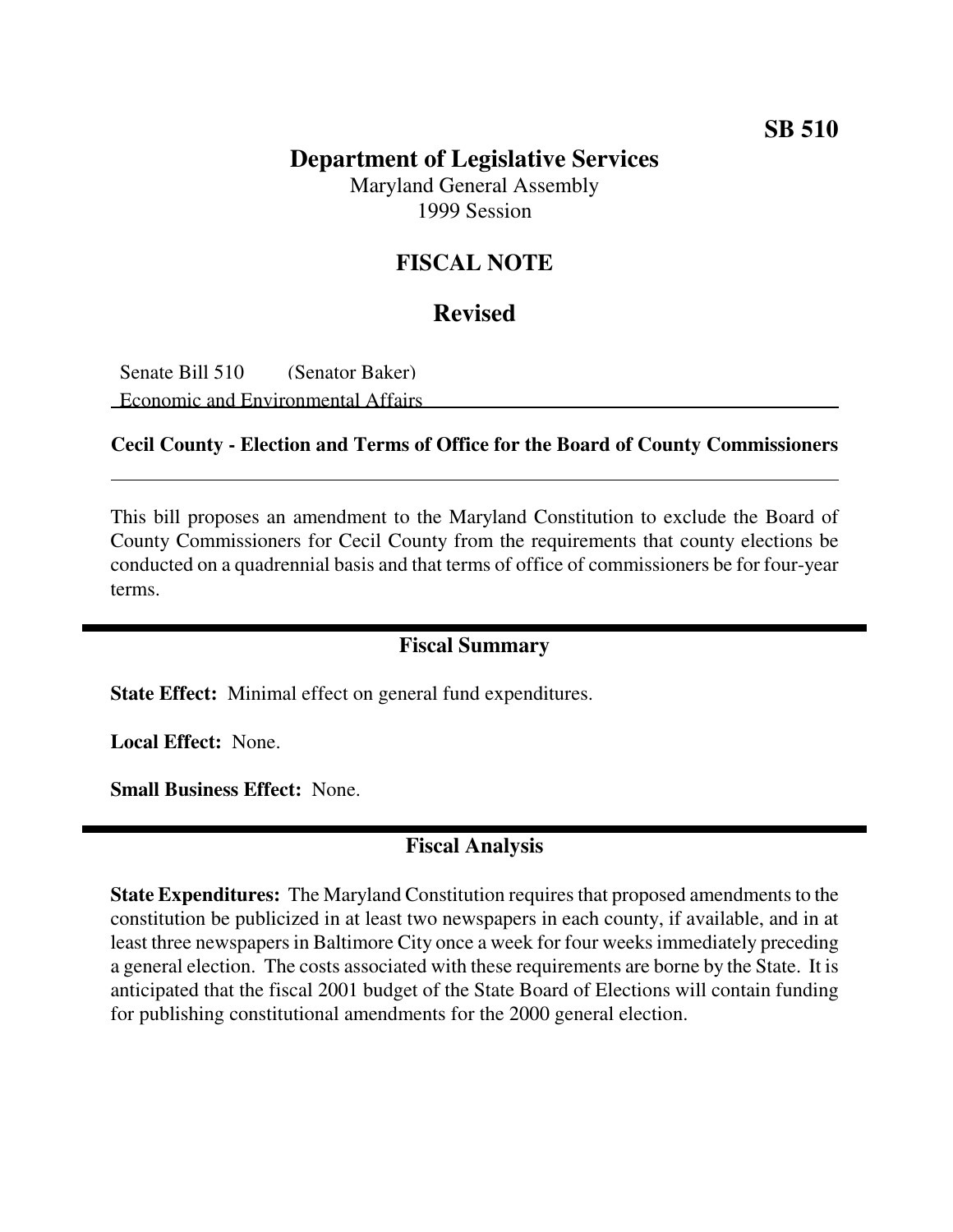**SB 510**

# Department of Legislative Services

Maryland General Assembly
1999 Session

## FISCAL NOTE

## Revised

Senate Bill 510 (Senator Baker)
Economic and Environmental Affairs

**Cecil County - Election and Terms of Office for the Board of County Commissioners**

This bill proposes an amendment to the Maryland Constitution to exclude the Board of County Commissioners for Cecil County from the requirements that county elections be conducted on a quadrennial basis and that terms of office of commissioners be for four-year terms.

## Fiscal Summary

**State Effect:** Minimal effect on general fund expenditures.

**Local Effect:** None.

**Small Business Effect:** None.

## Fiscal Analysis

**State Expenditures:** The Maryland Constitution requires that proposed amendments to the constitution be publicized in at least two newspapers in each county, if available, and in at least three newspapers in Baltimore City once a week for four weeks immediately preceding a general election. The costs associated with these requirements are borne by the State. It is anticipated that the fiscal 2001 budget of the State Board of Elections will contain funding for publishing constitutional amendments for the 2000 general election.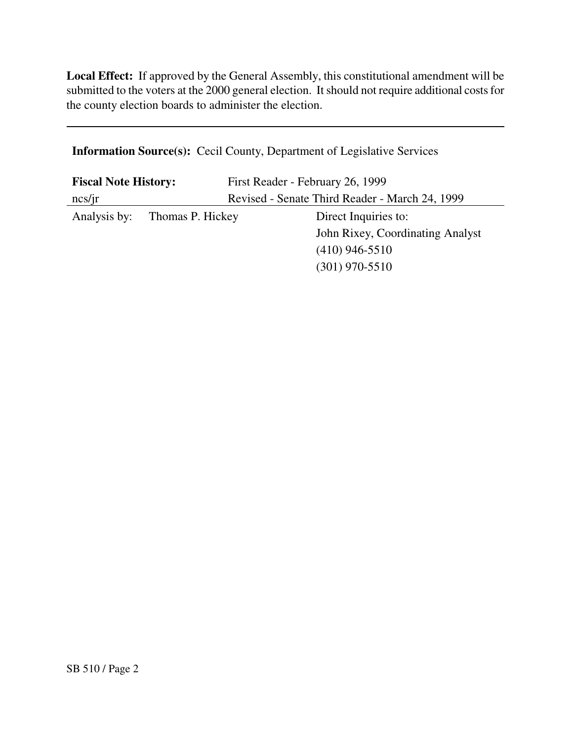**Local Effect:** If approved by the General Assembly, this constitutional amendment will be submitted to the voters at the 2000 general election. It should not require additional costs for the county election boards to administer the election.

---

**Information Source(s):** Cecil County, Department of Legislative Services

| | |
|---|---|
| **Fiscal Note History:** | First Reader - February 26, 1999 |
| ncs/jr | Revised - Senate Third Reader - March 24, 1999 |

Analysis by: Thomas P. Hickey

Direct Inquiries to:
John Rixey, Coordinating Analyst
(410) 946-5510
(301) 970-5510